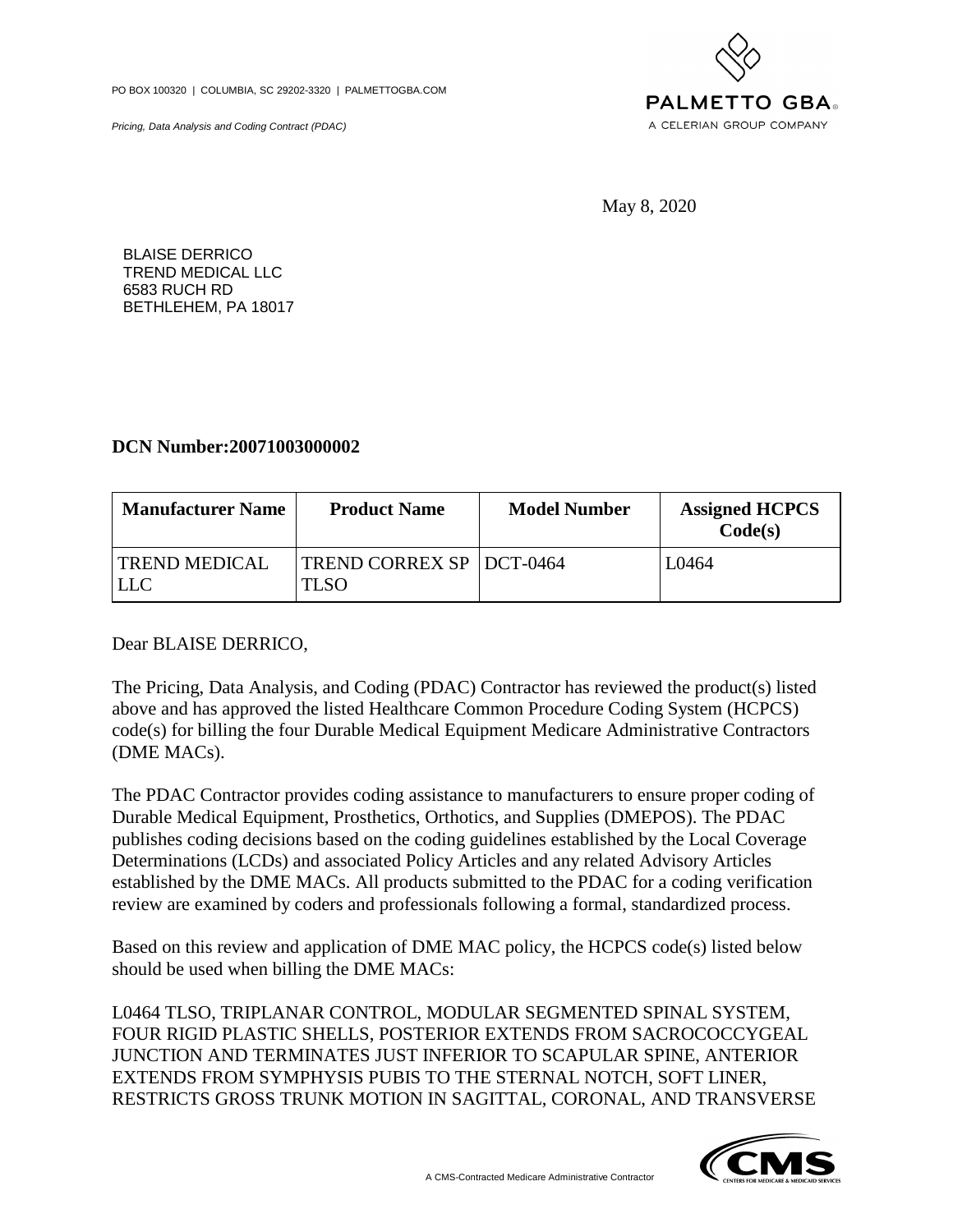PO BOX 100320 | COLUMBIA, SC 29202-3320 | PALMETTOGBA.COM

*Pricing, Data Analysis and Coding Contract (PDAC)*

PALMETTO GBA®
A CELERIAN GROUP COMPANY

May 8, 2020

BLAISE DERRICO
TREND MEDICAL LLC
6583 RUCH RD
BETHLEHEM, PA 18017

**DCN Number:20071003000002**

| Manufacturer Name | Product Name | Model Number | Assigned HCPCS Code(s) |
|---|---|---|---|
| TREND MEDICAL LLC | TREND CORREX SP TLSO | DCT-0464 | L0464 |

Dear BLAISE DERRICO,

The Pricing, Data Analysis, and Coding (PDAC) Contractor has reviewed the product(s) listed above and has approved the listed Healthcare Common Procedure Coding System (HCPCS) code(s) for billing the four Durable Medical Equipment Medicare Administrative Contractors (DME MACs).

The PDAC Contractor provides coding assistance to manufacturers to ensure proper coding of Durable Medical Equipment, Prosthetics, Orthotics, and Supplies (DMEPOS). The PDAC publishes coding decisions based on the coding guidelines established by the Local Coverage Determinations (LCDs) and associated Policy Articles and any related Advisory Articles established by the DME MACs. All products submitted to the PDAC for a coding verification review are examined by coders and professionals following a formal, standardized process.

Based on this review and application of DME MAC policy, the HCPCS code(s) listed below should be used when billing the DME MACs:

L0464 TLSO, TRIPLANAR CONTROL, MODULAR SEGMENTED SPINAL SYSTEM, FOUR RIGID PLASTIC SHELLS, POSTERIOR EXTENDS FROM SACROCOCCYGEAL JUNCTION AND TERMINATES JUST INFERIOR TO SCAPULAR SPINE, ANTERIOR EXTENDS FROM SYMPHYSIS PUBIS TO THE STERNAL NOTCH, SOFT LINER, RESTRICTS GROSS TRUNK MOTION IN SAGITTAL, CORONAL, AND TRANSVERSE

A CMS-Contracted Medicare Administrative Contractor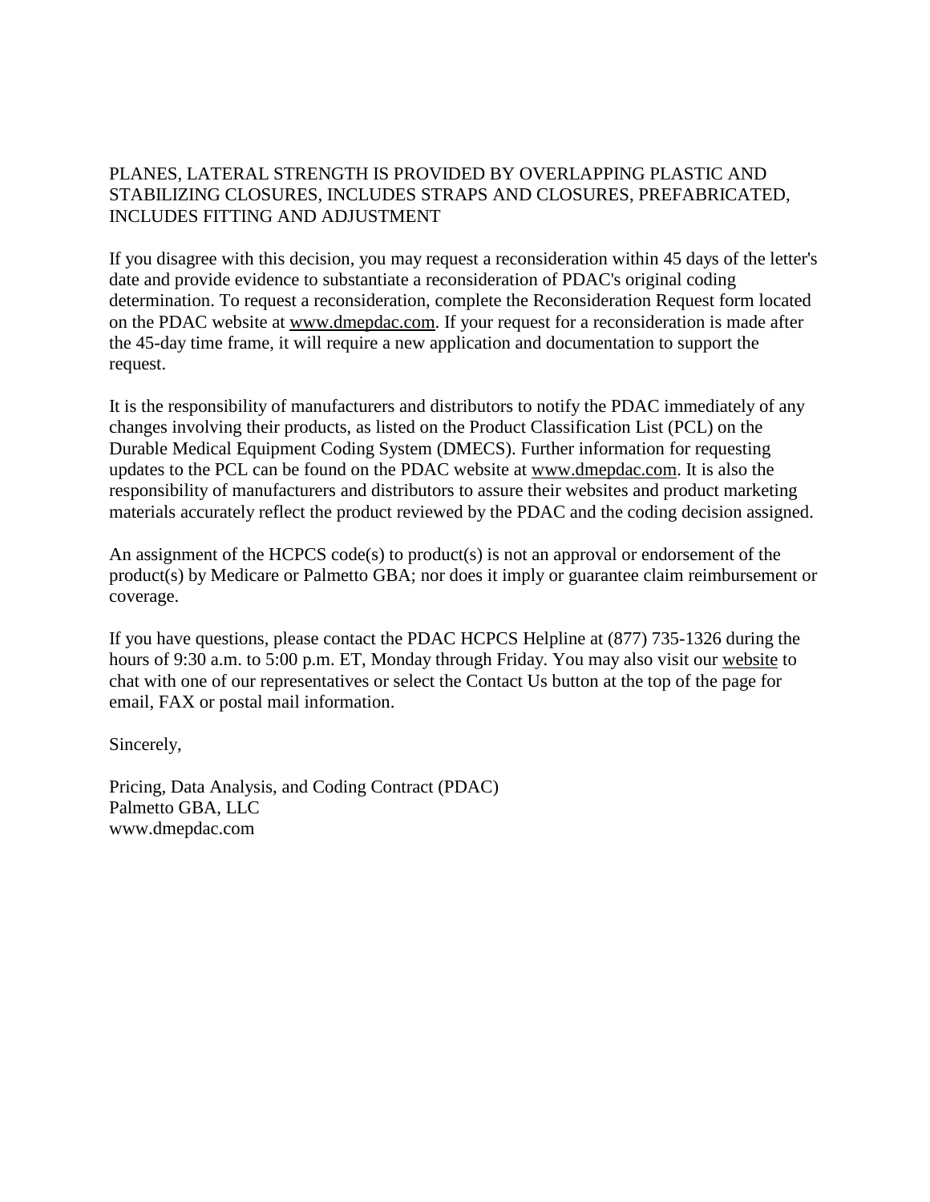PLANES, LATERAL STRENGTH IS PROVIDED BY OVERLAPPING PLASTIC AND STABILIZING CLOSURES, INCLUDES STRAPS AND CLOSURES, PREFABRICATED, INCLUDES FITTING AND ADJUSTMENT

If you disagree with this decision, you may request a reconsideration within 45 days of the letter's date and provide evidence to substantiate a reconsideration of PDAC's original coding determination. To request a reconsideration, complete the Reconsideration Request form located on the PDAC website at www.dmepdac.com. If your request for a reconsideration is made after the 45-day time frame, it will require a new application and documentation to support the request.

It is the responsibility of manufacturers and distributors to notify the PDAC immediately of any changes involving their products, as listed on the Product Classification List (PCL) on the Durable Medical Equipment Coding System (DMECS). Further information for requesting updates to the PCL can be found on the PDAC website at www.dmepdac.com. It is also the responsibility of manufacturers and distributors to assure their websites and product marketing materials accurately reflect the product reviewed by the PDAC and the coding decision assigned.

An assignment of the HCPCS code(s) to product(s) is not an approval or endorsement of the product(s) by Medicare or Palmetto GBA; nor does it imply or guarantee claim reimbursement or coverage.

If you have questions, please contact the PDAC HCPCS Helpline at (877) 735-1326 during the hours of 9:30 a.m. to 5:00 p.m. ET, Monday through Friday. You may also visit our website to chat with one of our representatives or select the Contact Us button at the top of the page for email, FAX or postal mail information.

Sincerely,

Pricing, Data Analysis, and Coding Contract (PDAC)
Palmetto GBA, LLC
www.dmepdac.com